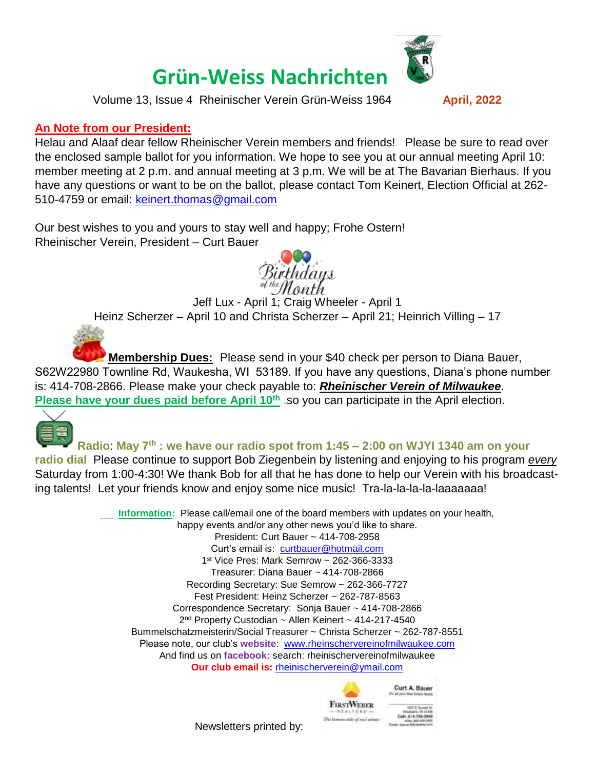# Grün-Weiss Nachrichten

Volume 13, Issue 4 Rheinischer Verein Grün-Weiss 1964 **April, 2022**

## An Note from our President:

Helau and Alaaf dear fellow Rheinischer Verein members and friends! Please be sure to read over the enclosed sample ballot for you information. We hope to see you at our annual meeting April 10: member meeting at 2 p.m. and annual meeting at 3 p.m. We will be at The Bavarian Bierhaus. If you have any questions or want to be on the ballot, please contact Tom Keinert, Election Official at 262-510-4759 or email: keinert.thomas@gmail.com

Our best wishes to you and yours to stay well and happy; Frohe Ostern!
Rheinischer Verein, President – Curt Bauer

Birthdays of the Month

Jeff Lux - April 1; Craig Wheeler - April 1
Heinz Scherzer – April 10 and Christa Scherzer – April 21; Heinrich Villing – 17

**Membership Dues:** Please send in your $40 check per person to Diana Bauer, S62W22980 Townline Rd, Waukesha, WI 53189. If you have any questions, Diana's phone number is: 414-708-2866. Please make your check payable to: ***Rheinischer Verein of Milwaukee***.
**Please have your dues paid before April 10th** .so you can participate in the April election.

**Radio: May 7th : we have our radio spot from 1:45 – 2:00 on WJYI 1340 am on your radio dial** Please continue to support Bob Ziegenbein by listening and enjoying to his program *every* Saturday from 1:00-4:30! We thank Bob for all that he has done to help our Verein with his broadcasting talents! Let your friends know and enjoy some nice music! Tra-la-la-la-la-laaaaaaa!

**Information:** Please call/email one of the board members with updates on your health, happy events and/or any other news you'd like to share.

President: Curt Bauer ~ 414-708-2958
Curt's email is: curtbauer@hotmail.com
1st Vice Pres: Mark Semrow ~ 262-366-3333
Treasurer: Diana Bauer ~ 414-708-2866
Recording Secretary: Sue Semrow ~ 262-366-7727
Fest President: Heinz Scherzer ~ 262-787-8563
Correspondence Secretary: Sonja Bauer ~ 414-708-2866
2nd Property Custodian ~ Allen Keinert ~ 414-217-4540
Bummelschatzmeisterin/Social Treasurer ~ Christa Scherzer ~ 262-787-8551
Please note, our club's **website**: www.rheinischervereinofmilwaukee.com
And find us on **facebook:** search: rheinischervereinofmilwaukee
**Our club email is:** rheinischerverein@ymail.com

Newsletters printed by:

FirstWeber Realtors — The human side of real estate — Curt A. Bauer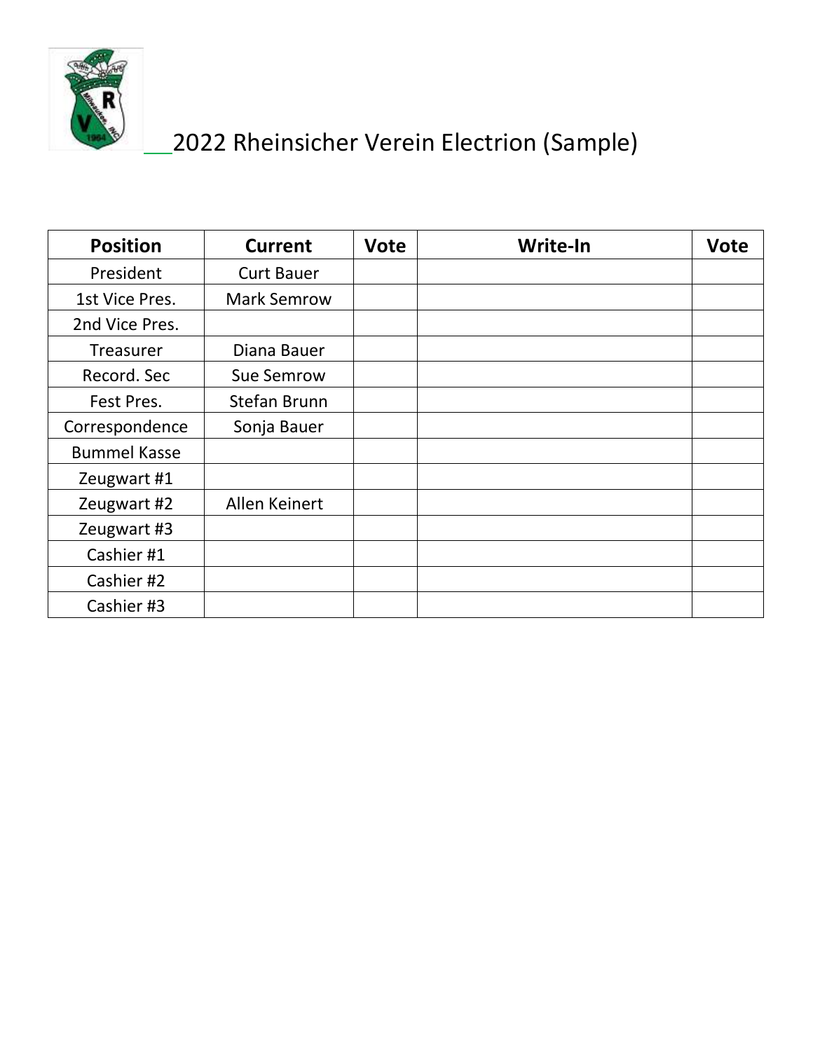# 2022 Rheinsicher Verein Electrion (Sample)

| Position | Current | Vote | Write-In | Vote |
|---|---|---|---|---|
| President | Curt Bauer | | | |
| 1st Vice Pres. | Mark Semrow | | | |
| 2nd Vice Pres. | | | | |
| Treasurer | Diana Bauer | | | |
| Record. Sec | Sue Semrow | | | |
| Fest Pres. | Stefan Brunn | | | |
| Correspondence | Sonja Bauer | | | |
| Bummel Kasse | | | | |
| Zeugwart #1 | | | | |
| Zeugwart #2 | Allen Keinert | | | |
| Zeugwart #3 | | | | |
| Cashier #1 | | | | |
| Cashier #2 | | | | |
| Cashier #3 | | | | |